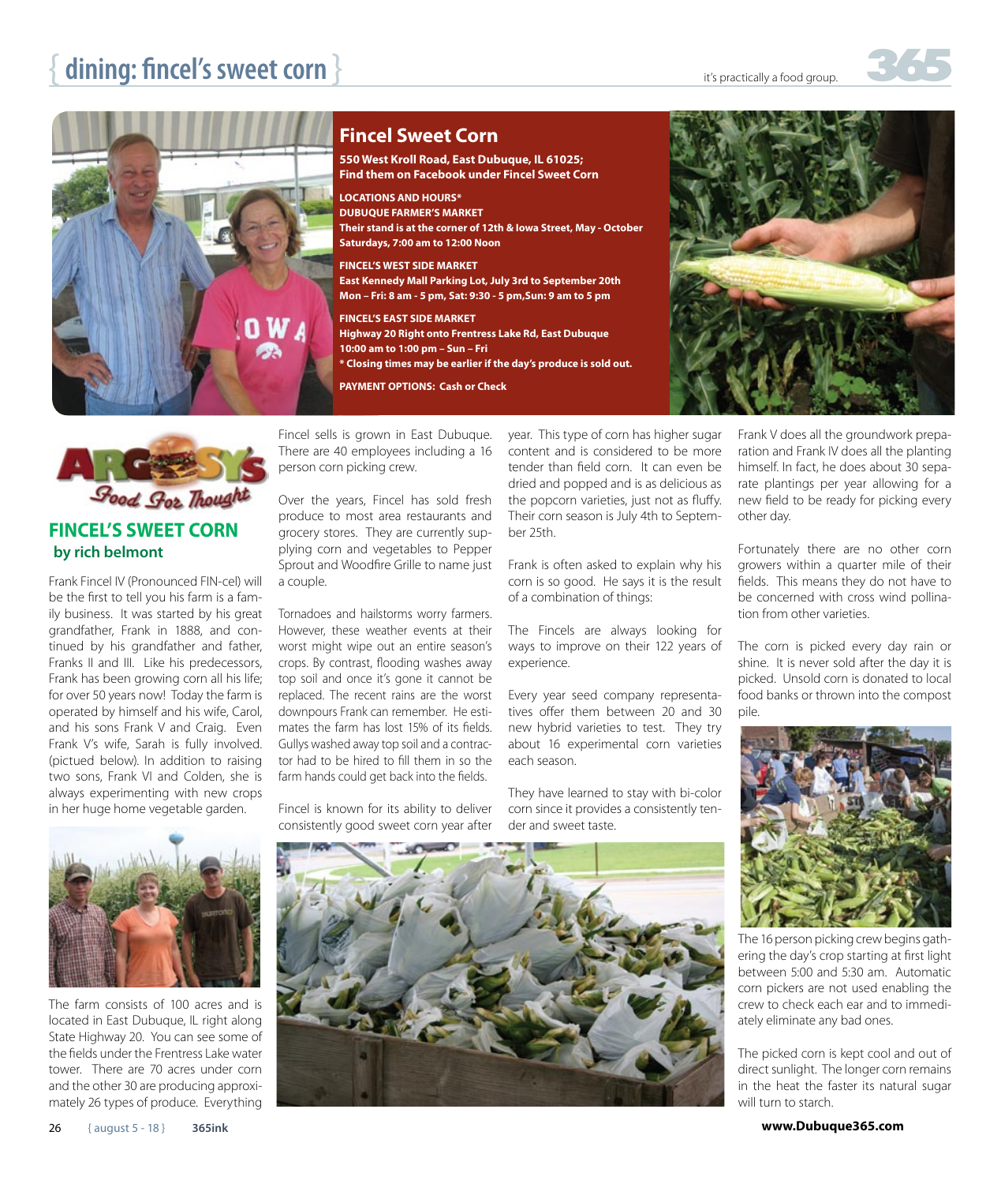# Fincel Sweet Corn

**550 West Kroll Road, East Dubuque, IL 61025; Find them on Facebook under Fincel Sweet Corn**

**LOCATIONS AND HOURS***

**DUBUQUE FARMER'S MARKET**
**Their stand is at the corner of 12th & Iowa Street, May - October**
**Saturdays, 7:00 am to 12:00 Noon**

**FINCEL'S WEST SIDE MARKET**
**East Kennedy Mall Parking Lot, July 3rd to September 20th**
**Mon – Fri: 8 am - 5 pm, Sat: 9:30 - 5 pm,Sun: 9 am to 5 pm**

**FINCEL'S EAST SIDE MARKET**
**Highway 20 Right onto Frentress Lake Rd, East Dubuque**
**10:00 am to 1:00 pm – Sun – Fri**
*** Closing times may be earlier if the day's produce is sold out.**

**PAYMENT OPTIONS: Cash or Check**

ARGOSY'S Food For Thought

## FINCEL'S SWEET CORN

**by rich belmont**

Frank Fincel IV (Pronounced FIN-cel) will be the first to tell you his farm is a family business. It was started by his great grandfather, Frank in 1888, and continued by his grandfather and father, Franks II and III. Like his predecessors, Frank has been growing corn all his life; for over 50 years now! Today the farm is operated by himself and his wife, Carol, and his sons Frank V and Craig. Even Frank V's wife, Sarah is fully involved. (pictured below). In addition to raising two sons, Frank VI and Colden, she is always experimenting with new crops in her huge home vegetable garden.

The farm consists of 100 acres and is located in East Dubuque, IL right along State Highway 20. You can see some of the fields under the Frentress Lake water tower. There are 70 acres under corn and the other 30 are producing approximately 26 types of produce. Everything Fincel sells is grown in East Dubuque. There are 40 employees including a 16 person corn picking crew.

Over the years, Fincel has sold fresh produce to most area restaurants and grocery stores. They are currently supplying corn and vegetables to Pepper Sprout and Woodfire Grille to name just a couple.

Tornadoes and hailstorms worry farmers. However, these weather events at their worst might wipe out an entire season's crops. By contrast, flooding washes away top soil and once it's gone it cannot be replaced. The recent rains are the worst downpours Frank can remember. He estimates the farm has lost 15% of its fields. Gullys washed away top soil and a contractor had to be hired to fill them in so the farm hands could get back into the fields.

Fincel is known for its ability to deliver consistently good sweet corn year after year. This type of corn has higher sugar content and is considered to be more tender than field corn. It can even be dried and popped and is as delicious as the popcorn varieties, just not as fluffy. Their corn season is July 4th to September 25th.

Frank is often asked to explain why his corn is so good. He says it is the result of a combination of things:

The Fincels are always looking for ways to improve on their 122 years of experience.

Every year seed company representatives offer them between 20 and 30 new hybrid varieties to test. They try about 16 experimental corn varieties each season.

They have learned to stay with bi-color corn since it provides a consistently tender and sweet taste.

Frank V does all the groundwork preparation and Frank IV does all the planting himself. In fact, he does about 30 separate plantings per year allowing for a new field to be ready for picking every other day.

Fortunately there are no other corn growers within a quarter mile of their fields. This means they do not have to be concerned with cross wind pollination from other varieties.

The corn is picked every day rain or shine. It is never sold after the day it is picked. Unsold corn is donated to local food banks or thrown into the compost pile.

The 16 person picking crew begins gathering the day's crop starting at first light between 5:00 and 5:30 am. Automatic corn pickers are not used enabling the crew to check each ear and to immediately eliminate any bad ones.

The picked corn is kept cool and out of direct sunlight. The longer corn remains in the heat the faster its natural sugar will turn to starch.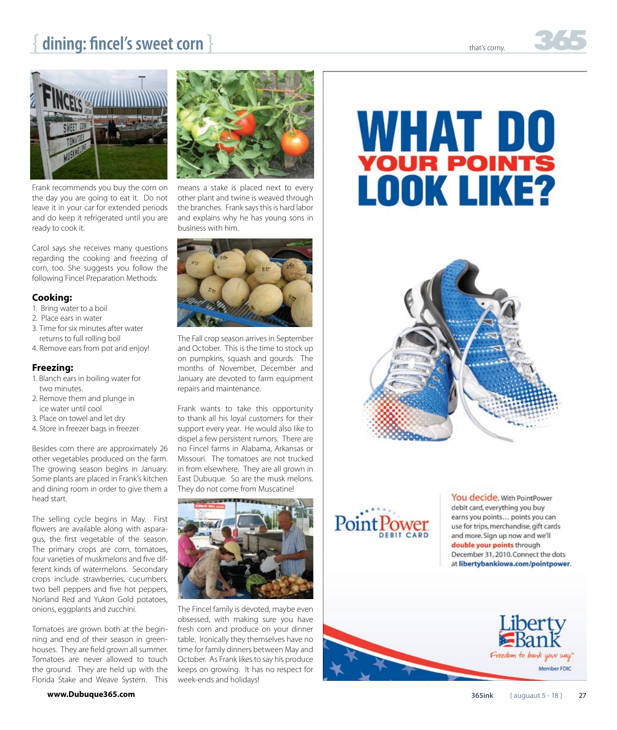Frank recommends you buy the corn on the day you are going to eat it. Do not leave it in your car for extended periods and do keep it refrigerated until you are ready to cook it.

Carol says she receives many questions regarding the cooking and freezing of corn, too. She suggests you follow the following Fincel Preparation Methods:

**Cooking:**

1. Bring water to a boil
2. Place ears in water
3. Time for six minutes after water returns to full rolling boil
4. Remove ears from pot and enjoy!

**Freezing:**

1. Blanch ears in boiling water for two minutes.
2. Remove them and plunge in ice water until cool
3. Place on towel and let dry
4. Store in freezer bags in freezer

Besides corn there approximately 26 other vegetables produced on the farm. The growing season begins in January. Some plants are placed in Frank's kitchen and dining room in order to give them a head start.

The selling cycle begins in May. First flowers are available along with asparagus, the first vegetable of the season. The primary crops are corn, tomatoes, four varieties of muskmelons and five different kinds of watermelons. Secondary crops include strawberries, cucumbers, two bell peppers and five hot peppers, Norland Red and Yukon Gold potatoes, onions, eggplants and zucchini.

Tomatoes are grown both at the beginning and end of their season in greenhouses. They are field grown all summer. Tomatoes are never allowed to touch the ground. They are held up with the Florida Stake and Weave System. This means a stake is placed next to every other plant and twine is weaved through the branches. Frank says this is hard labor and explains why he has young sons in business with him.

The Fall crop season arrives in September and October. This is the time to stock up on pumpkins, squash and gourds. The months of November, December and January are devoted to farm equipment repairs and maintenance.

Frank wants to take this opportunity to thank all his loyal customers for their support every year. He would also like to dispel a few persistent rumors. There are no Fincel farms in Alabama, Arkansas or Missouri. The tomatoes are not trucked in from elsewhere. They are all grown in East Dubuque. So are the musk melons. They do not come from Muscatine!

The Fincel family is devoted, maybe even obsessed, with making sure you have fresh corn and produce on your dinner table. Ironically they themselves have no time for family dinners between May and October. As Frank likes to say his produce keeps on growing. It has no respect for week-ends and holidays!

WHAT DO YOUR POINTS LOOK LIKE?

PointPower DEBIT CARD

You decide. With PointPower debit card, everything you buy earns you points… points you can use for trips, merchandise, gift cards and more. Sign up now and we'll **double your points** through December 31, 2010. Connect the dots at **libertybankiowa.com/pointpower**.

Liberty Bank

Freedom to bank your way

Member FDIC